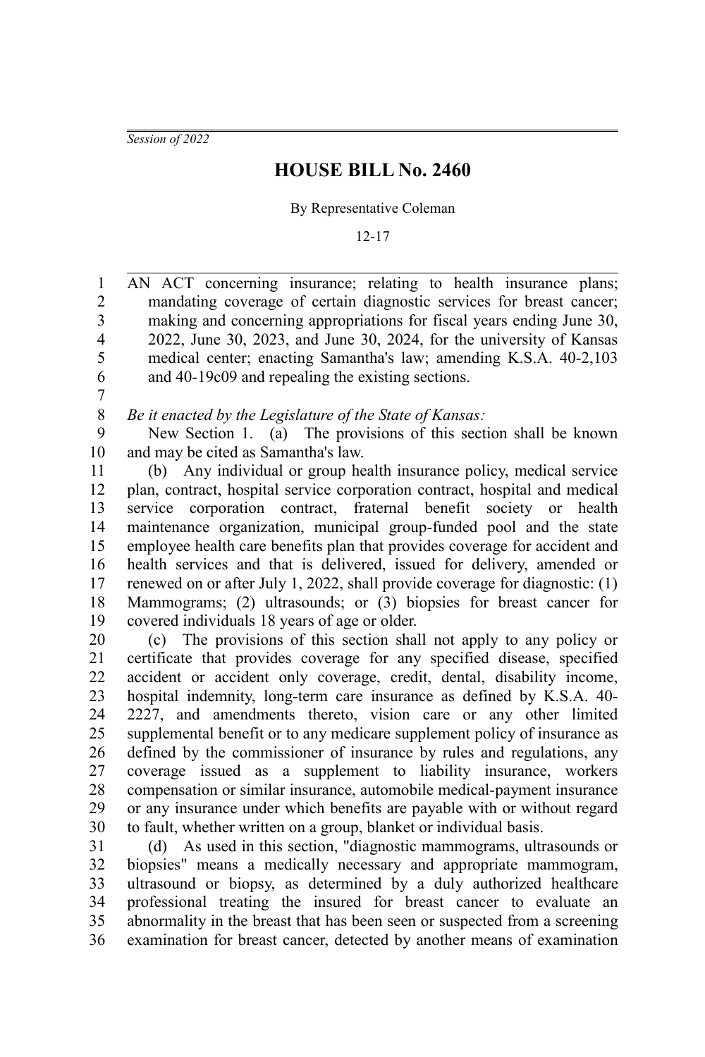*Session of 2022*

# HOUSE BILL No. 2460

By Representative Coleman

12-17

AN ACT concerning insurance; relating to health insurance plans; mandating coverage of certain diagnostic services for breast cancer; making and concerning appropriations for fiscal years ending June 30, 2022, June 30, 2023, and June 30, 2024, for the university of Kansas medical center; enacting Samantha's law; amending K.S.A. 40-2,103 and 40-19c09 and repealing the existing sections.

*Be it enacted by the Legislature of the State of Kansas:*

New Section 1. (a) The provisions of this section shall be known and may be cited as Samantha's law.

(b) Any individual or group health insurance policy, medical service plan, contract, hospital service corporation contract, hospital and medical service corporation contract, fraternal benefit society or health maintenance organization, municipal group-funded pool and the state employee health care benefits plan that provides coverage for accident and health services and that is delivered, issued for delivery, amended or renewed on or after July 1, 2022, shall provide coverage for diagnostic: (1) Mammograms; (2) ultrasounds; or (3) biopsies for breast cancer for covered individuals 18 years of age or older.

(c) The provisions of this section shall not apply to any policy or certificate that provides coverage for any specified disease, specified accident or accident only coverage, credit, dental, disability income, hospital indemnity, long-term care insurance as defined by K.S.A. 40-2227, and amendments thereto, vision care or any other limited supplemental benefit or to any medicare supplement policy of insurance as defined by the commissioner of insurance by rules and regulations, any coverage issued as a supplement to liability insurance, workers compensation or similar insurance, automobile medical-payment insurance or any insurance under which benefits are payable with or without regard to fault, whether written on a group, blanket or individual basis.

(d) As used in this section, "diagnostic mammograms, ultrasounds or biopsies" means a medically necessary and appropriate mammogram, ultrasound or biopsy, as determined by a duly authorized healthcare professional treating the insured for breast cancer to evaluate an abnormality in the breast that has been seen or suspected from a screening examination for breast cancer, detected by another means of examination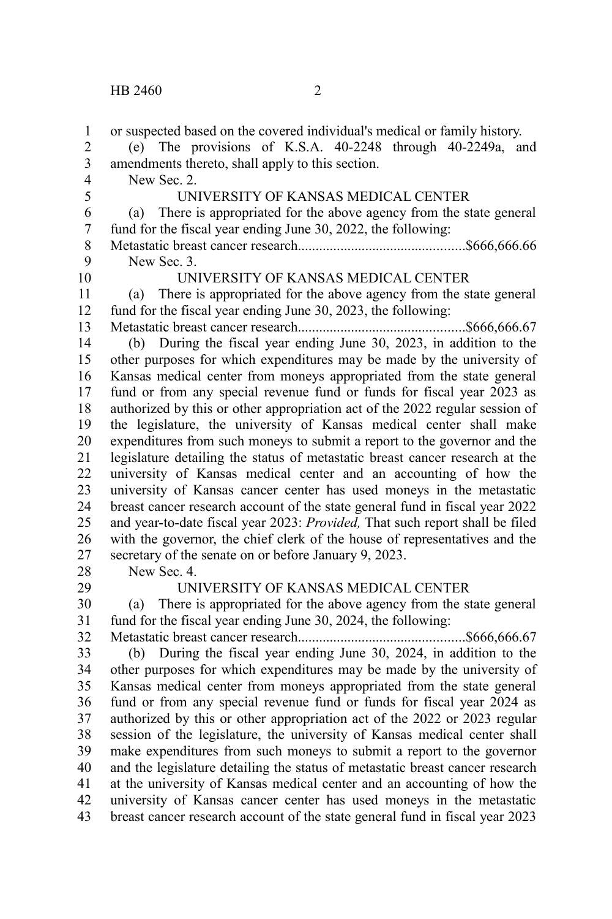or suspected based on the covered individual's medical or family history.

(e) The provisions of K.S.A. 40-2248 through 40-2249a, and amendments thereto, shall apply to this section.

New Sec. 2.

UNIVERSITY OF KANSAS MEDICAL CENTER

(a) There is appropriated for the above agency from the state general fund for the fiscal year ending June 30, 2022, the following:

Metastatic breast cancer research...............................................$666,666.66

New Sec. 3.

UNIVERSITY OF KANSAS MEDICAL CENTER

(a) There is appropriated for the above agency from the state general fund for the fiscal year ending June 30, 2023, the following:

Metastatic breast cancer research...............................................$666,666.67

(b) During the fiscal year ending June 30, 2023, in addition to the other purposes for which expenditures may be made by the university of Kansas medical center from moneys appropriated from the state general fund or from any special revenue fund or funds for fiscal year 2023 as authorized by this or other appropriation act of the 2022 regular session of the legislature, the university of Kansas medical center shall make expenditures from such moneys to submit a report to the governor and the legislature detailing the status of metastatic breast cancer research at the university of Kansas medical center and an accounting of how the university of Kansas cancer center has used moneys in the metastatic breast cancer research account of the state general fund in fiscal year 2022 and year-to-date fiscal year 2023: *Provided,* That such report shall be filed with the governor, the chief clerk of the house of representatives and the secretary of the senate on or before January 9, 2023.

New Sec. 4.

UNIVERSITY OF KANSAS MEDICAL CENTER

(a) There is appropriated for the above agency from the state general fund for the fiscal year ending June 30, 2024, the following:

Metastatic breast cancer research...............................................$666,666.67

(b) During the fiscal year ending June 30, 2024, in addition to the other purposes for which expenditures may be made by the university of Kansas medical center from moneys appropriated from the state general fund or from any special revenue fund or funds for fiscal year 2024 as authorized by this or other appropriation act of the 2022 or 2023 regular session of the legislature, the university of Kansas medical center shall make expenditures from such moneys to submit a report to the governor and the legislature detailing the status of metastatic breast cancer research at the university of Kansas medical center and an accounting of how the university of Kansas cancer center has used moneys in the metastatic breast cancer research account of the state general fund in fiscal year 2023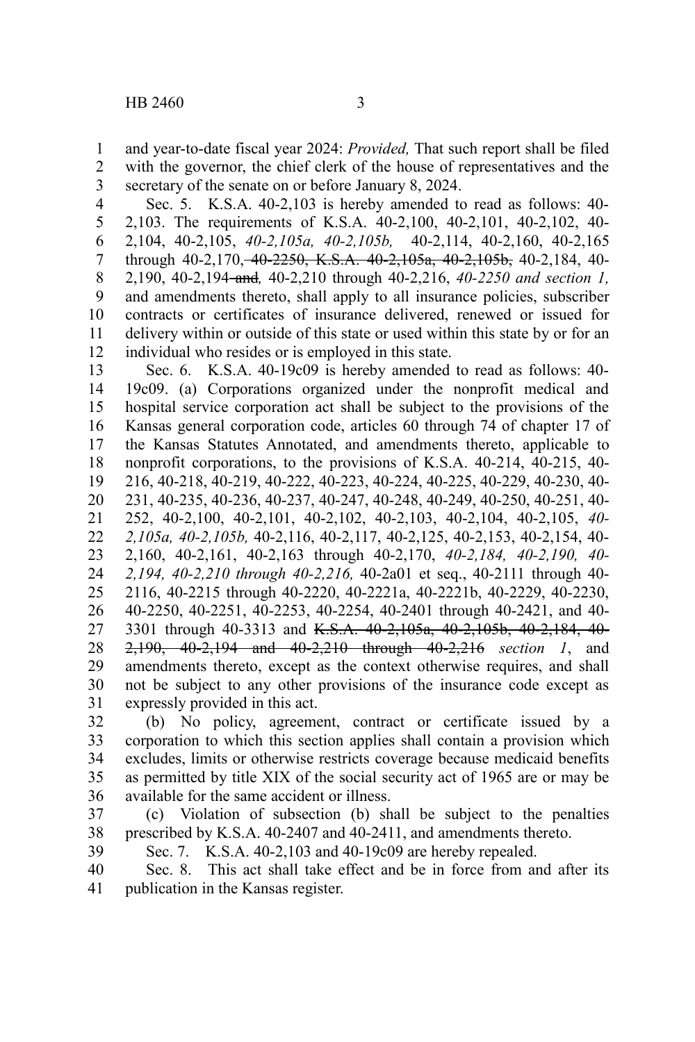and year-to-date fiscal year 2024: *Provided,* That such report shall be filed with the governor, the chief clerk of the house of representatives and the secretary of the senate on or before January 8, 2024.

Sec. 5. K.S.A. 40-2,103 is hereby amended to read as follows: 40-2,103. The requirements of K.S.A. 40-2,100, 40-2,101, 40-2,102, 40-2,104, 40-2,105, *40-2,105a, 40-2,105b,* 40-2,114, 40-2,160, 40-2,165 through 40-2,170~~, 40-2250, K.S.A. 40-2,105a, 40-2,105b,~~ 40-2,184, 40-2,190, 40-2,194 ~~and~~*,* 40-2,210 through 40-2,216, *40-2250 and section 1,* and amendments thereto, shall apply to all insurance policies, subscriber contracts or certificates of insurance delivered, renewed or issued for delivery within or outside of this state or used within this state by or for an individual who resides or is employed in this state.

Sec. 6. K.S.A. 40-19c09 is hereby amended to read as follows: 40-19c09. (a) Corporations organized under the nonprofit medical and hospital service corporation act shall be subject to the provisions of the Kansas general corporation code, articles 60 through 74 of chapter 17 of the Kansas Statutes Annotated, and amendments thereto, applicable to nonprofit corporations, to the provisions of K.S.A. 40-214, 40-215, 40-216, 40-218, 40-219, 40-222, 40-223, 40-224, 40-225, 40-229, 40-230, 40-231, 40-235, 40-236, 40-237, 40-247, 40-248, 40-249, 40-250, 40-251, 40-252, 40-2,100, 40-2,101, 40-2,102, 40-2,103, 40-2,104, 40-2,105, *40-2,105a, 40-2,105b,* 40-2,116, 40-2,117, 40-2,125, 40-2,153, 40-2,154, 40-2,160, 40-2,161, 40-2,163 through 40-2,170, *40-2,184, 40-2,190, 40-2,194, 40-2,210 through 40-2,216,* 40-2a01 et seq., 40-2111 through 40-2116, 40-2215 through 40-2220, 40-2221a, 40-2221b, 40-2229, 40-2230, 40-2250, 40-2251, 40-2253, 40-2254, 40-2401 through 40-2421, and 40-3301 through 40-3313 and ~~K.S.A. 40-2,105a, 40-2,105b, 40-2,184, 40-2,190, 40-2,194 and 40-2,210 through 40-2,216~~ *section 1*, and amendments thereto, except as the context otherwise requires, and shall not be subject to any other provisions of the insurance code except as expressly provided in this act.

(b) No policy, agreement, contract or certificate issued by a corporation to which this section applies shall contain a provision which excludes, limits or otherwise restricts coverage because medicaid benefits as permitted by title XIX of the social security act of 1965 are or may be available for the same accident or illness.

(c) Violation of subsection (b) shall be subject to the penalties prescribed by K.S.A. 40-2407 and 40-2411, and amendments thereto.

Sec. 7. K.S.A. 40-2,103 and 40-19c09 are hereby repealed.

Sec. 8. This act shall take effect and be in force from and after its publication in the Kansas register.